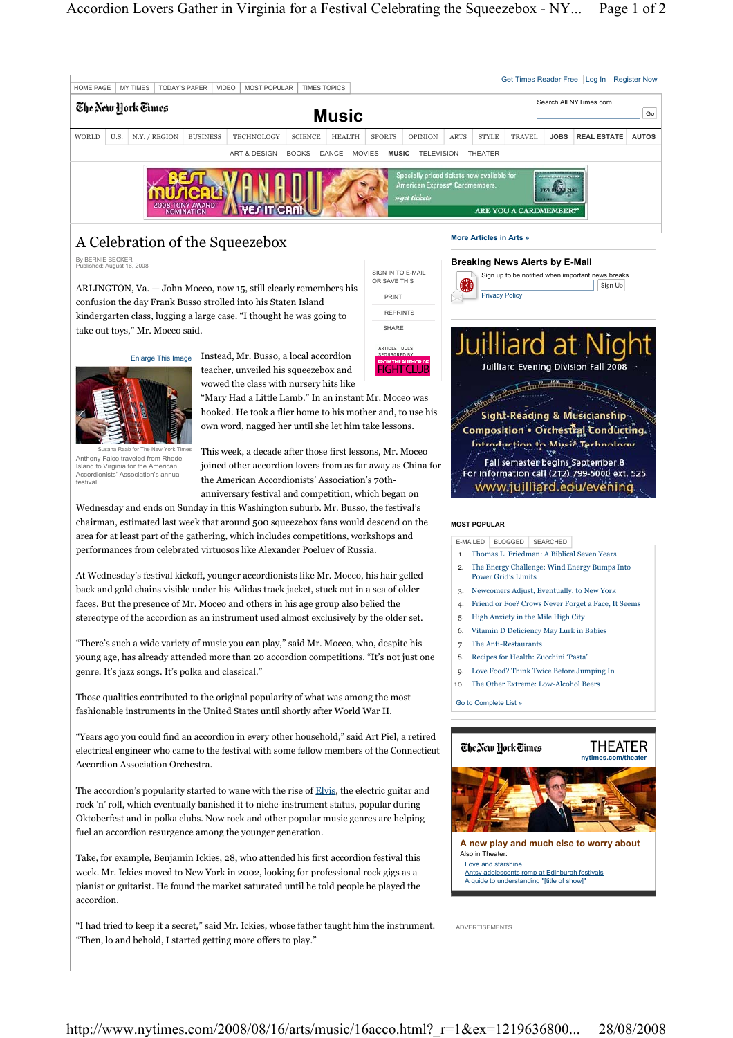# A Celebration of the Squeezebox

By BERNIE BECKER
Published: August 16, 2008

ARLINGTON, Va. — John Moceo, now 15, still clearly remembers his confusion the day Frank Busso strolled into his Staten Island kindergarten class, lugging a large case. "I thought he was going to take out toys," Mr. Moceo said.

Susana Raab for The New York Times

Anthony Falco traveled from Rhode Island to Virginia for the American Accordionists' Association's annual festival.

Instead, Mr. Busso, a local accordion teacher, unveiled his squeezebox and wowed the class with nursery hits like "Mary Had a Little Lamb." In an instant Mr. Moceo was hooked. He took a flier home to his mother and, to use his own word, nagged her until she let him take lessons.

This week, a decade after those first lessons, Mr. Moceo joined other accordion lovers from as far away as China for the American Accordionists' Association's 70th-anniversary festival and competition, which began on Wednesday and ends on Sunday in this Washington suburb. Mr. Busso, the festival's chairman, estimated last week that around 500 squeezebox fans would descend on the area for at least part of the gathering, which includes competitions, workshops and performances from celebrated virtuosos like Alexander Poeluev of Russia.

At Wednesday's festival kickoff, younger accordionists like Mr. Moceo, his hair gelled back and gold chains visible under his Adidas track jacket, stuck out in a sea of older faces. But the presence of Mr. Moceo and others in his age group also belied the stereotype of the accordion as an instrument used almost exclusively by the older set.

"There's such a wide variety of music you can play," said Mr. Moceo, who, despite his young age, has already attended more than 20 accordion competitions. "It's not just one genre. It's jazz songs. It's polka and classical."

Those qualities contributed to the original popularity of what was among the most fashionable instruments in the United States until shortly after World War II.

"Years ago you could find an accordion in every other household," said Art Piel, a retired electrical engineer who came to the festival with some fellow members of the Connecticut Accordion Association Orchestra.

The accordion's popularity started to wane with the rise of Elvis, the electric guitar and rock 'n' roll, which eventually banished it to niche-instrument status, popular during Oktoberfest and in polka clubs. Now rock and other popular music genres are helping fuel an accordion resurgence among the younger generation.

Take, for example, Benjamin Ickies, 28, who attended his first accordion festival this week. Mr. Ickies moved to New York in 2002, looking for professional rock gigs as a pianist or guitarist. He found the market saturated until he told people he played the accordion.

"I had tried to keep it a secret," said Mr. Ickies, whose father taught him the instrument. "Then, lo and behold, I started getting more offers to play."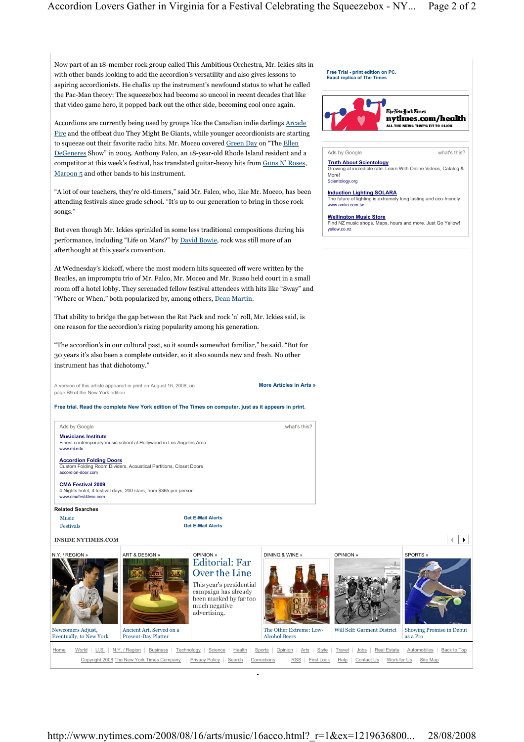Now part of an 18-member rock group called This Ambitious Orchestra, Mr. Ickies sits in with other bands looking to add the accordion's versatility and also gives lessons to aspiring accordionists. He chalks up the instrument's newfound status to what he called the Pac-Man theory: The squeezebox had become so uncool in recent decades that like that video game hero, it popped back out the other side, becoming cool once again.

Accordions are currently being used by groups like the Canadian indie darlings Arcade Fire and the offbeat duo They Might Be Giants, while younger accordionists are starting to squeeze out their favorite radio hits. Mr. Moceo covered Green Day on "The Ellen DeGeneres Show" in 2005. Anthony Falco, an 18-year-old Rhode Island resident and a competitor at this week's festival, has translated guitar-heavy hits from Guns N' Roses, Maroon 5 and other bands to his instrument.

"A lot of our teachers, they're old-timers," said Mr. Falco, who, like Mr. Moceo, has been attending festivals since grade school. "It's up to our generation to bring in those rock songs."

But even though Mr. Ickies sprinkled in some less traditional compositions during his performance, including "Life on Mars?" by David Bowie, rock was still more of an afterthought at this year's convention.

At Wednesday's kickoff, where the most modern hits squeezed off were written by the Beatles, an impromptu trio of Mr. Falco, Mr. Moceo and Mr. Busso held court in a small room off a hotel lobby. They serenaded fellow festival attendees with hits like "Sway" and "Where or When," both popularized by, among others, Dean Martin.

That ability to bridge the gap between the Rat Pack and rock 'n' roll, Mr. Ickies said, is one reason for the accordion's rising popularity among his generation.

"The accordion's in our cultural past, so it sounds somewhat familiar," he said. "But for 30 years it's also been a complete outsider, so it also sounds new and fresh. No other instrument has that dichotomy."

A version of this article appeared in print on August 16, 2008, on page B9 of the New York edition.

**More Articles in Arts »**

**Free trial. Read the complete New York edition of The Times on computer, just as it appears in print.**